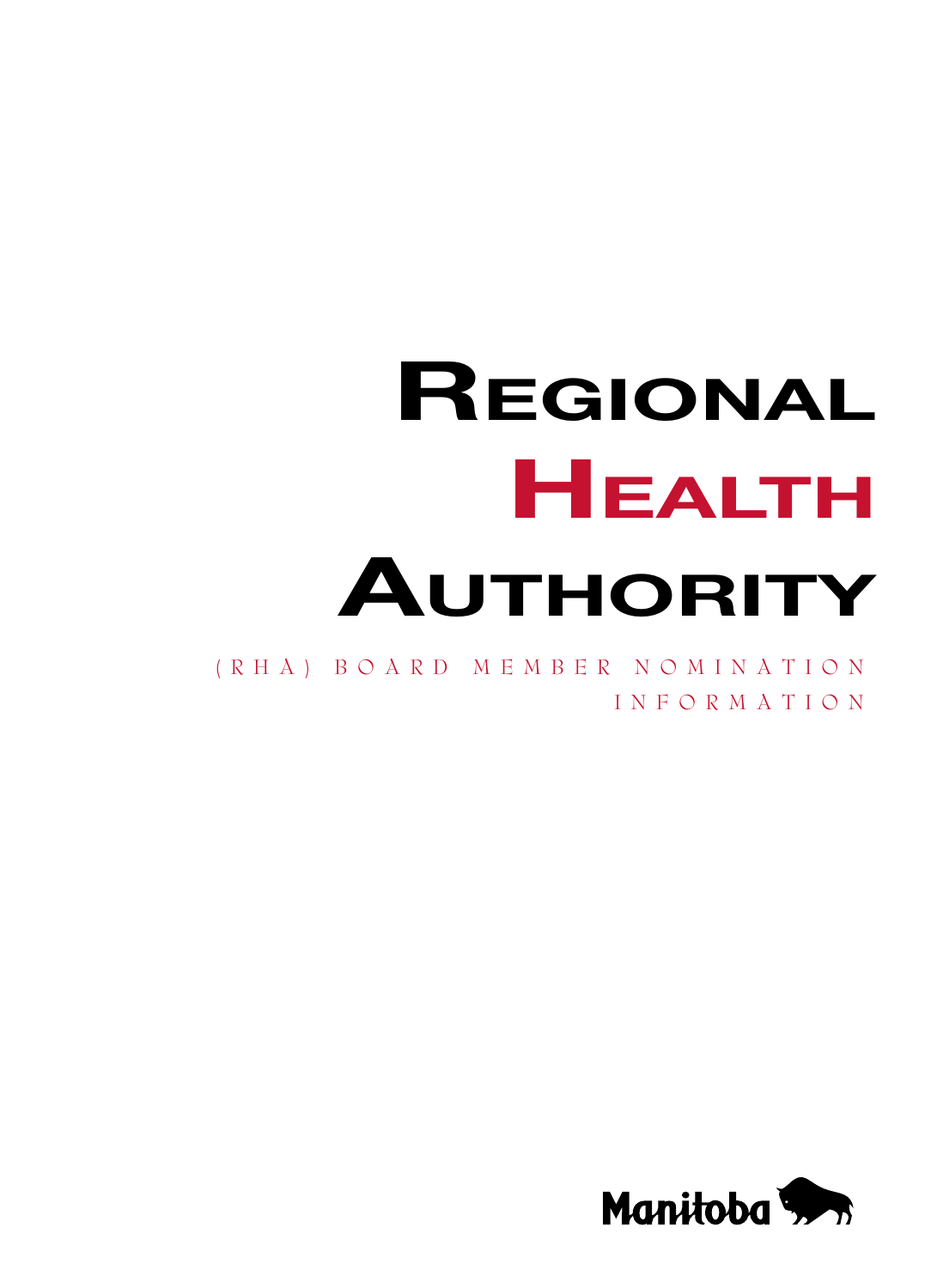# Regional Health Authority

(RHA) BOARD MEMBER NOMINATION INFORMATION

Manitoba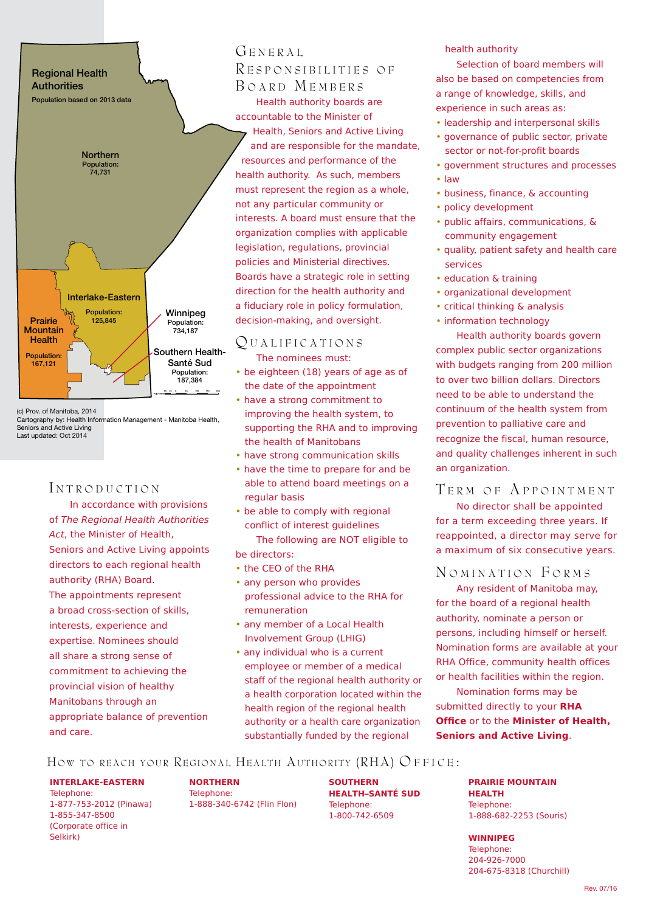Regional Health Authorities

Population based on 2013 data

Northern
Population: 74,731

Interlake-Eastern
Population: 125,845

Prairie Mountain Health
Population: 167,121

Winnipeg
Population: 734,187

Southern Health-Santé Sud
Population: 187,384

(c) Prov. of Manitoba, 2014
Cartography by: Health Information Management - Manitoba Health, Seniors and Active Living
Last updated: Oct 2014

## Introduction

In accordance with provisions of *The Regional Health Authorities Act*, the Minister of Health, Seniors and Active Living appoints directors to each regional health authority (RHA) Board. The appointments represent a broad cross-section of skills, interests, experience and expertise. Nominees should all share a strong sense of commitment to achieving the provincial vision of healthy Manitobans through an appropriate balance of prevention and care.

## General Responsibilities of Board Members

Health authority boards are accountable to the Minister of Health, Seniors and Active Living and are responsible for the mandate, resources and performance of the health authority. As such, members must represent the region as a whole, not any particular community or interests. A board must ensure that the organization complies with applicable legislation, regulations, provincial policies and Ministerial directives. Boards have a strategic role in setting direction for the health authority and a fiduciary role in policy formulation, decision-making, and oversight.

## Qualifications

The nominees must:

- be eighteen (18) years of age as of the date of the appointment
- have a strong commitment to improving the health system, to supporting the RHA and to improving the health of Manitobans
- have strong communication skills
- have the time to prepare for and be able to attend board meetings on a regular basis
- be able to comply with regional conflict of interest guidelines

The following are NOT eligible to be directors:

- the CEO of the RHA
- any person who provides professional advice to the RHA for remuneration
- any member of a Local Health Involvement Group (LHIG)
- any individual who is a current employee or member of a medical staff of the regional health authority or a health corporation located within the health region of the regional health authority or a health care organization substantially funded by the regional health authority

Selection of board members will also be based on competencies from a range of knowledge, skills, and experience in such areas as:

- leadership and interpersonal skills
- governance of public sector, private sector or not-for-profit boards
- government structures and processes
- law
- business, finance, & accounting
- policy development
- public affairs, communications, & community engagement
- quality, patient safety and health care services
- education & training
- organizational development
- critical thinking & analysis
- information technology

Health authority boards govern complex public sector organizations with budgets ranging from 200 million to over two billion dollars. Directors need to be able to understand the continuum of the health system from prevention to palliative care and recognize the fiscal, human resource, and quality challenges inherent in such an organization.

## Term of Appointment

No director shall be appointed for a term exceeding three years. If reappointed, a director may serve for a maximum of six consecutive years.

## Nomination Forms

Any resident of Manitoba may, for the board of a regional health authority, nominate a person or persons, including himself or herself. Nomination forms are available at your RHA Office, community health offices or health facilities within the region.

Nomination forms may be submitted directly to your **RHA Office** or to the **Minister of Health, Seniors and Active Living**.

## How to Reach Your Regional Health Authority (RHA) Office:

**INTERLAKE-EASTERN**
Telephone:
1-877-753-2012 (Pinawa)
1-855-347-8500
(Corporate office in Selkirk)

**NORTHERN**
Telephone:
1-888-340-6742 (Flin Flon)

**SOUTHERN HEALTH–SANTÉ SUD**
Telephone:
1-800-742-6509

**PRAIRIE MOUNTAIN HEALTH**
Telephone:
1-888-682-2253 (Souris)

**WINNIPEG**
Telephone:
204-926-7000
204-675-8318 (Churchill)

Rev. 07/16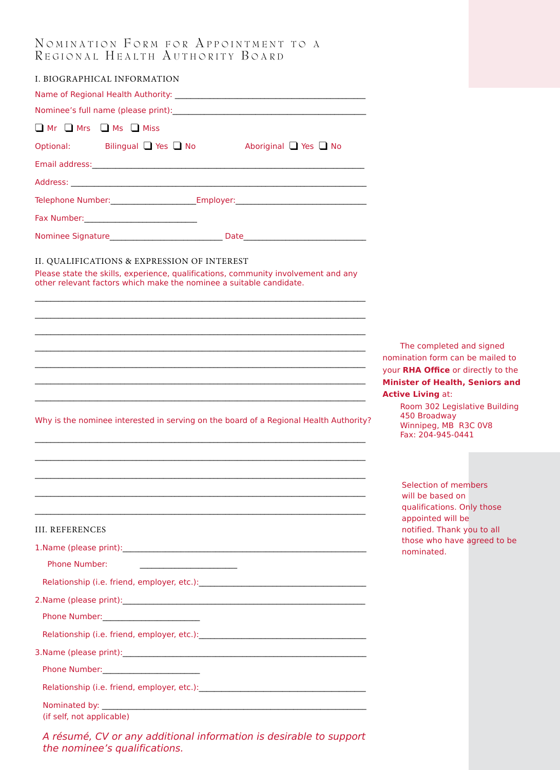# Nomination Form for Appointment to a Regional Health Authority Board

## I. BIOGRAPHICAL INFORMATION

Name of Regional Health Authority: ____________________________________________

Nominee's full name (please print): ____________________________________________

❑ Mr ❑ Mrs ❑ Ms ❑ Miss

Optional: Bilingual ❑ Yes ❑ No Aboriginal ❑ Yes ❑ No

Email address: ____________________________________________

Address: ____________________________________________

Telephone Number: __________________ Employer: ____________________________

Fax Number: __________________________

Nominee Signature __________________________ Date ____________________________

## II. QUALIFICATIONS & EXPRESSION OF INTEREST

Please state the skills, experience, qualifications, community involvement and any other relevant factors which make the nominee a suitable candidate.

____________________________________________

____________________________________________

____________________________________________

____________________________________________

____________________________________________

____________________________________________

____________________________________________

Why is the nominee interested in serving on the board of a Regional Health Authority?

____________________________________________

____________________________________________

____________________________________________

____________________________________________

____________________________________________

## III. REFERENCES

1.Name (please print): ____________________________________________

Phone Number: ______________________

Relationship (i.e. friend, employer, etc.): ____________________________________

2.Name (please print): ____________________________________________

Phone Number: ______________________

Relationship (i.e. friend, employer, etc.): ____________________________________

3.Name (please print): ____________________________________________

Phone Number: ______________________

Relationship (i.e. friend, employer, etc.): ____________________________________

Nominated by: ____________________________________________
(if self, not applicable)

*A résumé, CV or any additional information is desirable to support the nominee's qualifications.*

The completed and signed nomination form can be mailed to your **RHA Office** or directly to the **Minister of Health, Seniors and Active Living** at:

Room 302 Legislative Building
450 Broadway
Winnipeg, MB R3C 0V8
Fax: 204-945-0441

Selection of members will be based on qualifications. Only those appointed will be notified. Thank you to all those who have agreed to be nominated.